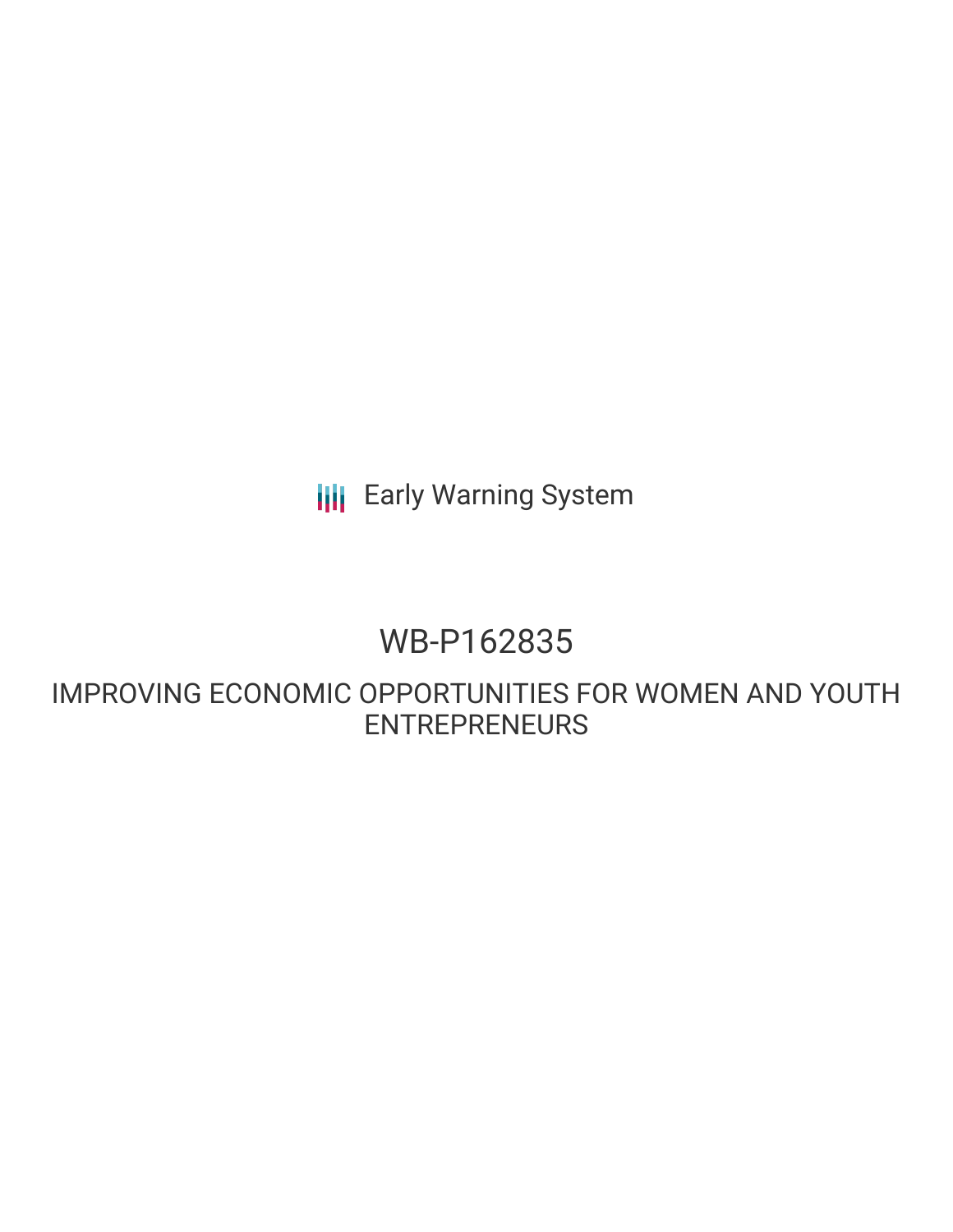Early Warning System

# WB-P162835

## IMPROVING ECONOMIC OPPORTUNITIES FOR WOMEN AND YOUTH ENTREPRENEURS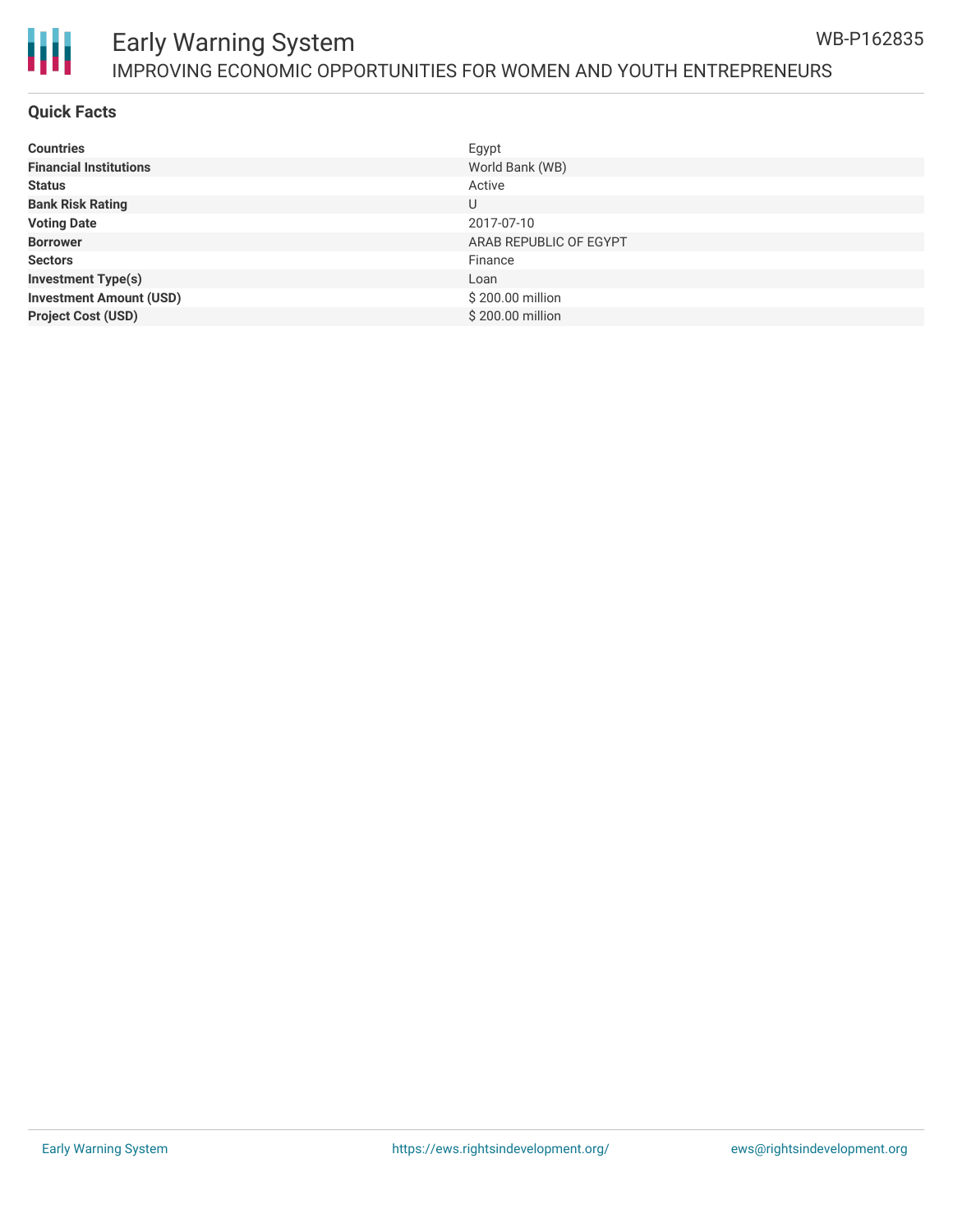## Quick Facts

| | |
|---|---|
| **Countries** | Egypt |
| **Financial Institutions** | World Bank (WB) |
| **Status** | Active |
| **Bank Risk Rating** | U |
| **Voting Date** | 2017-07-10 |
| **Borrower** | ARAB REPUBLIC OF EGYPT |
| **Sectors** | Finance |
| **Investment Type(s)** | Loan |
| **Investment Amount (USD)** | $ 200.00 million |
| **Project Cost (USD)** | $ 200.00 million |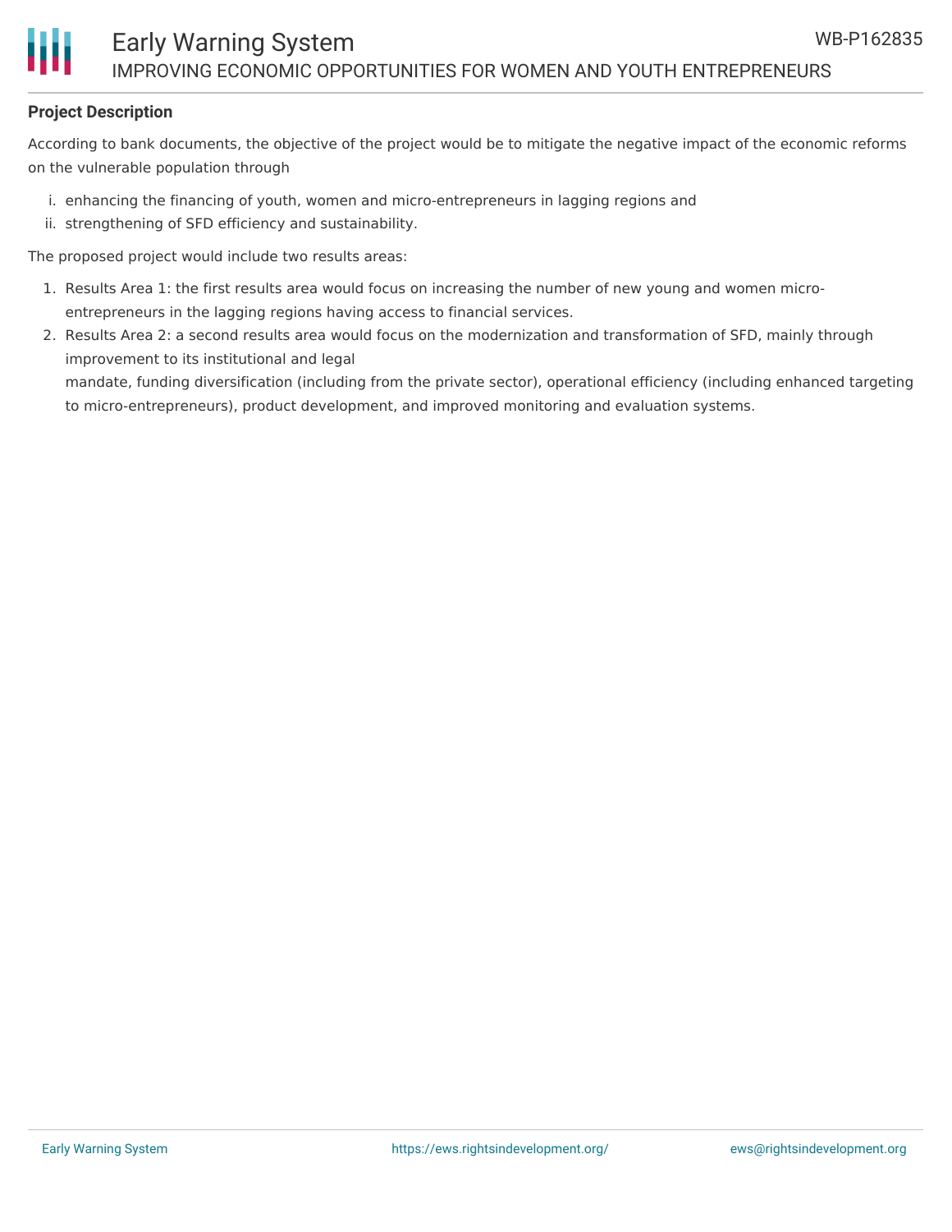**Project Description**

According to bank documents, the objective of the project would be to mitigate the negative impact of the economic reforms on the vulnerable population through

i. enhancing the financing of youth, women and micro-entrepreneurs in lagging regions and
ii. strengthening of SFD efficiency and sustainability.

The proposed project would include two results areas:

1. Results Area 1: the first results area would focus on increasing the number of new young and women micro-entrepreneurs in the lagging regions having access to financial services.
2. Results Area 2: a second results area would focus on the modernization and transformation of SFD, mainly through improvement to its institutional and legal
mandate, funding diversification (including from the private sector), operational efficiency (including enhanced targeting to micro-entrepreneurs), product development, and improved monitoring and evaluation systems.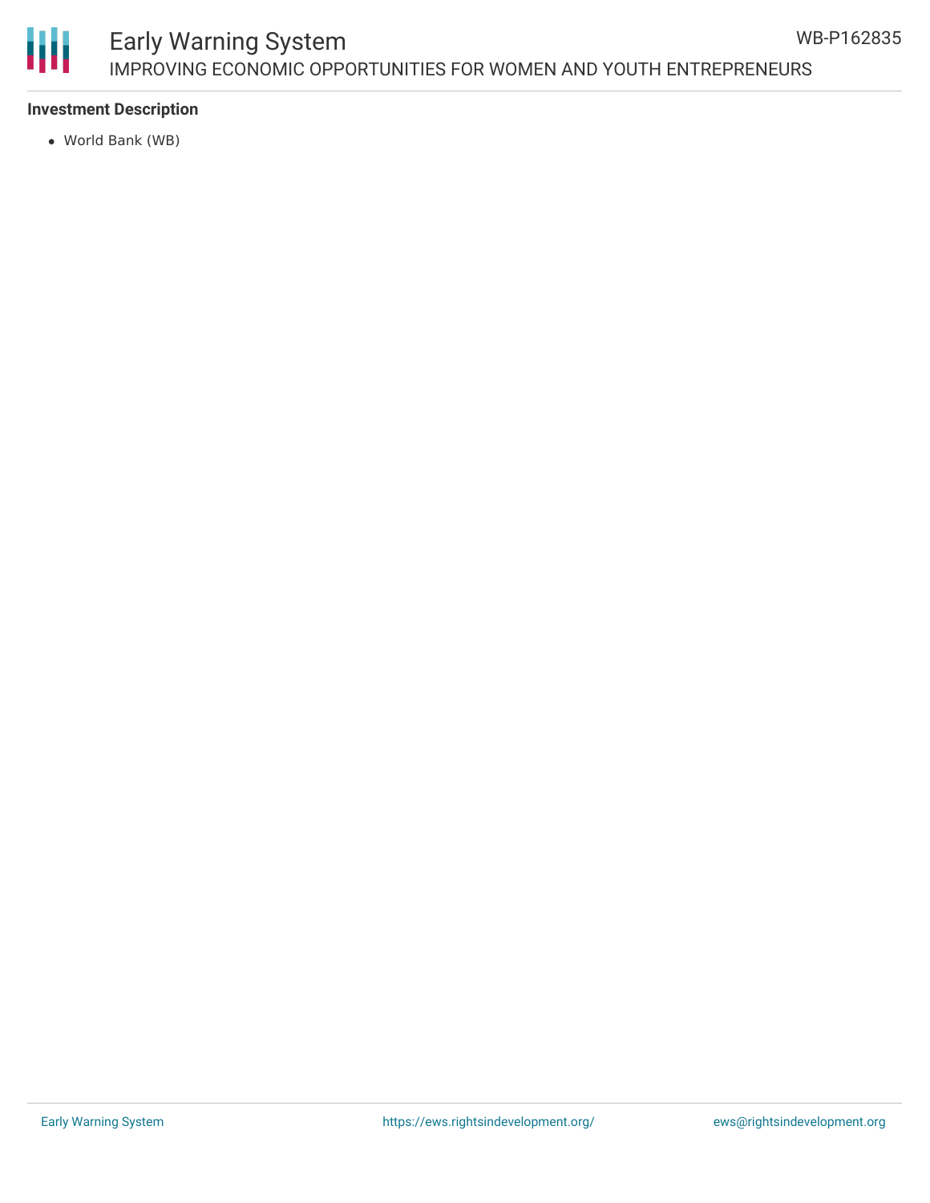**Investment Description**

- World Bank (WB)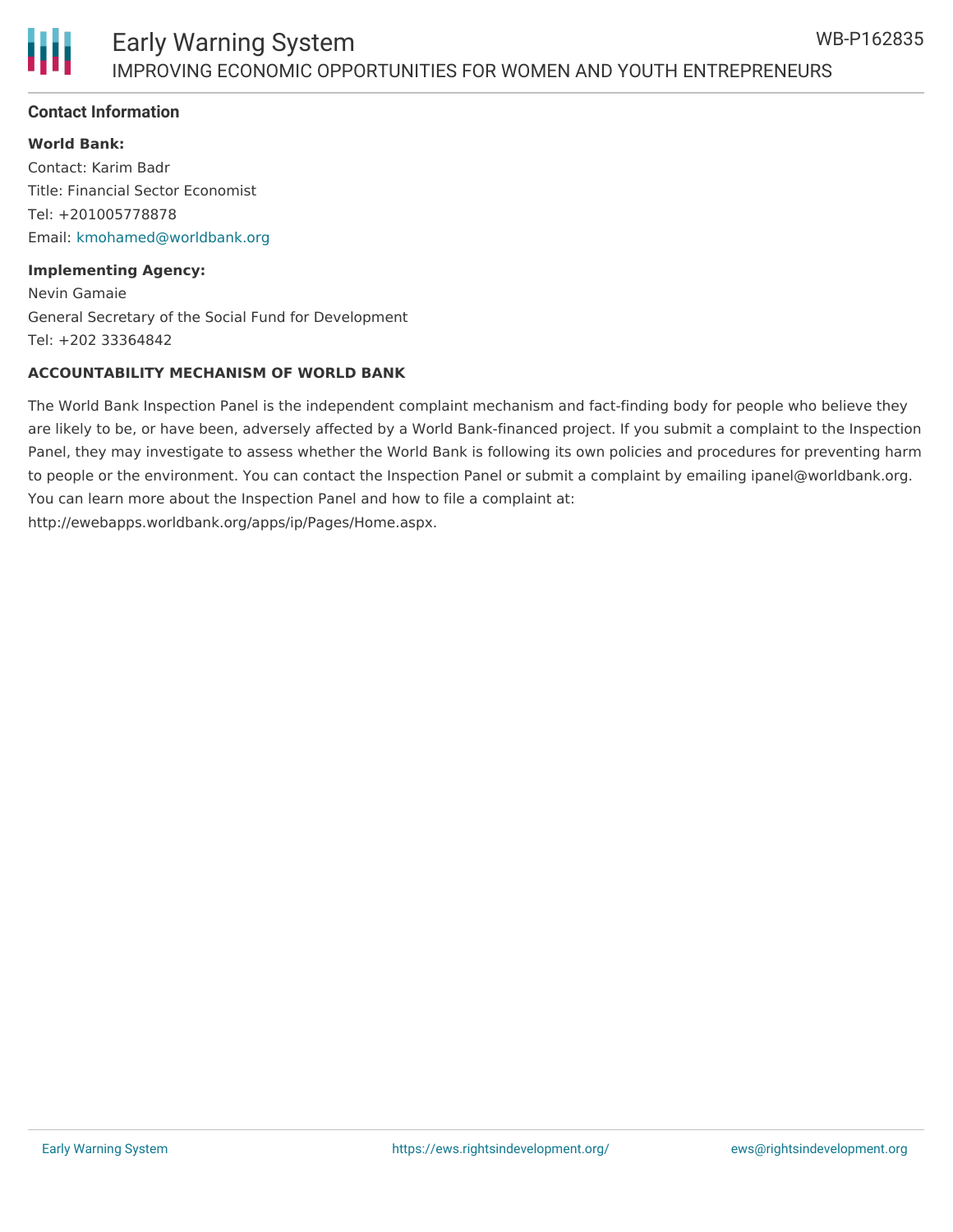## Contact Information

**World Bank:**
Contact: Karim Badr
Title: Financial Sector Economist
Tel: +201005778878
Email: kmohamed@worldbank.org

**Implementing Agency:**
Nevin Gamaie
General Secretary of the Social Fund for Development
Tel: +202 33364842

**ACCOUNTABILITY MECHANISM OF WORLD BANK**

The World Bank Inspection Panel is the independent complaint mechanism and fact-finding body for people who believe they are likely to be, or have been, adversely affected by a World Bank-financed project. If you submit a complaint to the Inspection Panel, they may investigate to assess whether the World Bank is following its own policies and procedures for preventing harm to people or the environment. You can contact the Inspection Panel or submit a complaint by emailing ipanel@worldbank.org. You can learn more about the Inspection Panel and how to file a complaint at: http://ewebapps.worldbank.org/apps/ip/Pages/Home.aspx.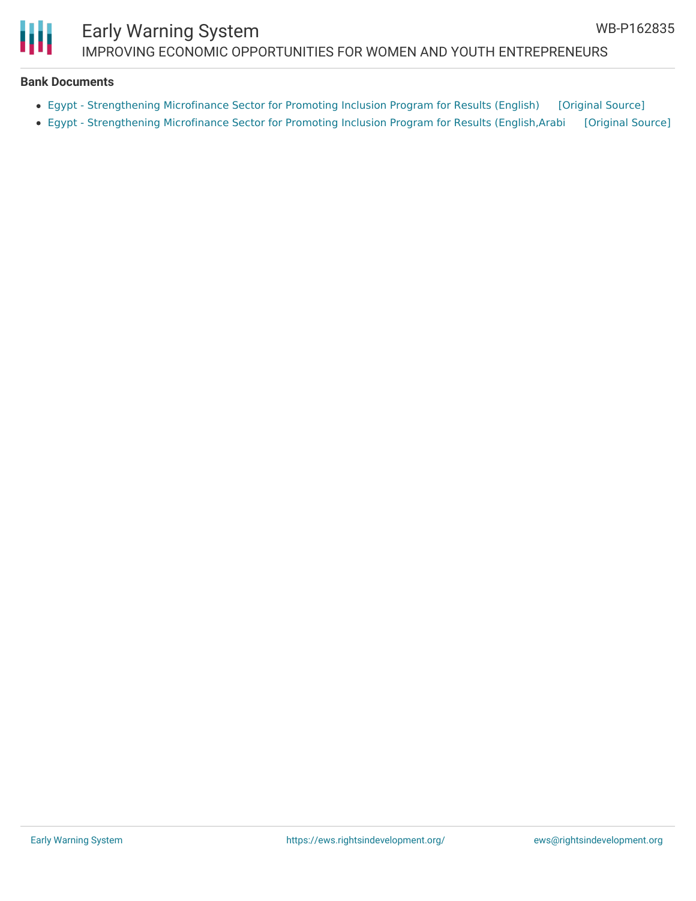## Bank Documents

- Egypt - Strengthening Microfinance Sector for Promoting Inclusion Program for Results (English) [Original Source]
- Egypt - Strengthening Microfinance Sector for Promoting Inclusion Program for Results (English,Arabi [Original Source]